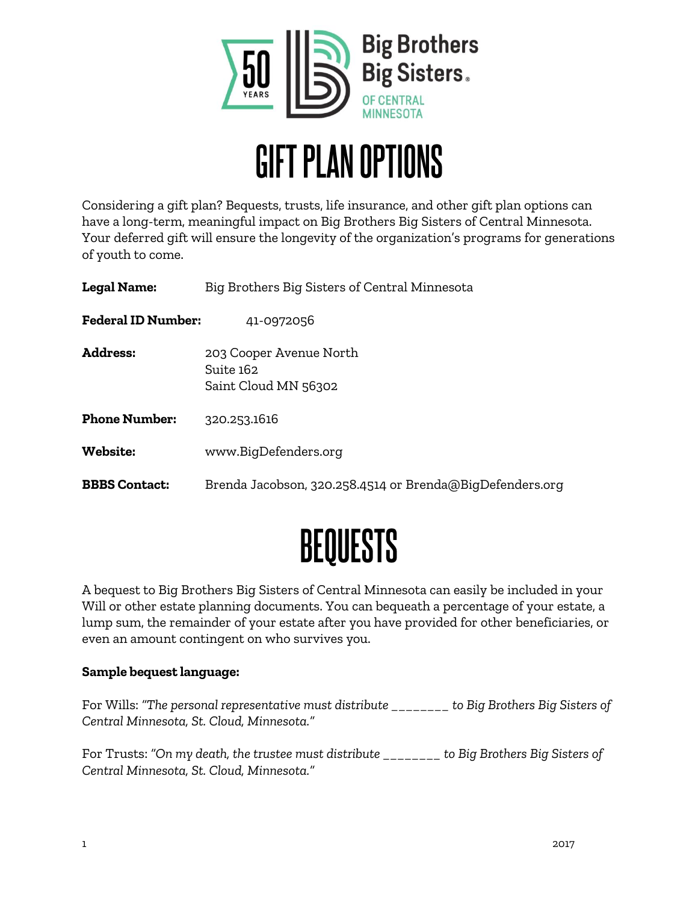# GIFT PLAN OPTIONS

Considering a gift plan? Bequests, trusts, life insurance, and other gift plan options can have a long-term, meaningful impact on Big Brothers Big Sisters of Central Minnesota. Your deferred gift will ensure the longevity of the organization's programs for generations of youth to come.

**Legal Name:** Big Brothers Big Sisters of Central Minnesota

**Federal ID Number:** 41-0972056

**Address:** 203 Cooper Avenue North
Suite 162
Saint Cloud MN 56302

**Phone Number:** 320.253.1616

**Website:** www.BigDefenders.org

**BBBS Contact:** Brenda Jacobson, 320.258.4514 or Brenda@BigDefenders.org

# BEQUESTS

A bequest to Big Brothers Big Sisters of Central Minnesota can easily be included in your Will or other estate planning documents. You can bequeath a percentage of your estate, a lump sum, the remainder of your estate after you have provided for other beneficiaries, or even an amount contingent on who survives you.

**Sample bequest language:**

For Wills: *"The personal representative must distribute _______ to Big Brothers Big Sisters of Central Minnesota, St. Cloud, Minnesota."*

For Trusts: *"On my death, the trustee must distribute _______ to Big Brothers Big Sisters of Central Minnesota, St. Cloud, Minnesota."*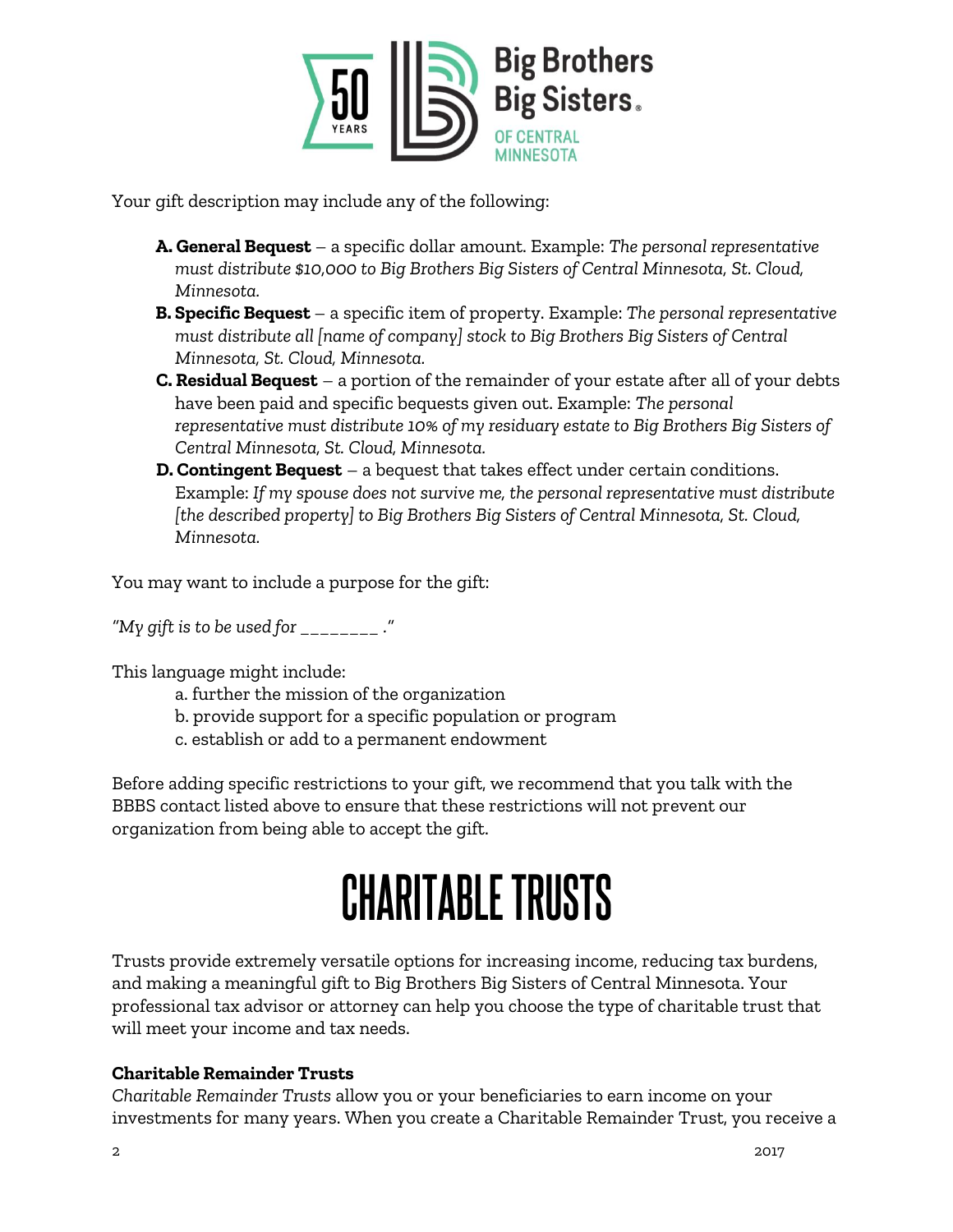Your gift description may include any of the following:

- **A. General Bequest** – a specific dollar amount. Example: *The personal representative must distribute $10,000 to Big Brothers Big Sisters of Central Minnesota, St. Cloud, Minnesota.*
- **B. Specific Bequest** – a specific item of property. Example: *The personal representative must distribute all [name of company] stock to Big Brothers Big Sisters of Central Minnesota, St. Cloud, Minnesota.*
- **C. Residual Bequest** – a portion of the remainder of your estate after all of your debts have been paid and specific bequests given out. Example: *The personal representative must distribute 10% of my residuary estate to Big Brothers Big Sisters of Central Minnesota, St. Cloud, Minnesota.*
- **D. Contingent Bequest** – a bequest that takes effect under certain conditions. Example: *If my spouse does not survive me, the personal representative must distribute [the described property] to Big Brothers Big Sisters of Central Minnesota, St. Cloud, Minnesota.*

You may want to include a purpose for the gift:

*"My gift is to be used for ________ ."*

This language might include:

a. further the mission of the organization
b. provide support for a specific population or program
c. establish or add to a permanent endowment

Before adding specific restrictions to your gift, we recommend that you talk with the BBBS contact listed above to ensure that these restrictions will not prevent our organization from being able to accept the gift.

# CHARITABLE TRUSTS

Trusts provide extremely versatile options for increasing income, reducing tax burdens, and making a meaningful gift to Big Brothers Big Sisters of Central Minnesota. Your professional tax advisor or attorney can help you choose the type of charitable trust that will meet your income and tax needs.

### Charitable Remainder Trusts

*Charitable Remainder Trusts* allow you or your beneficiaries to earn income on your investments for many years. When you create a Charitable Remainder Trust, you receive a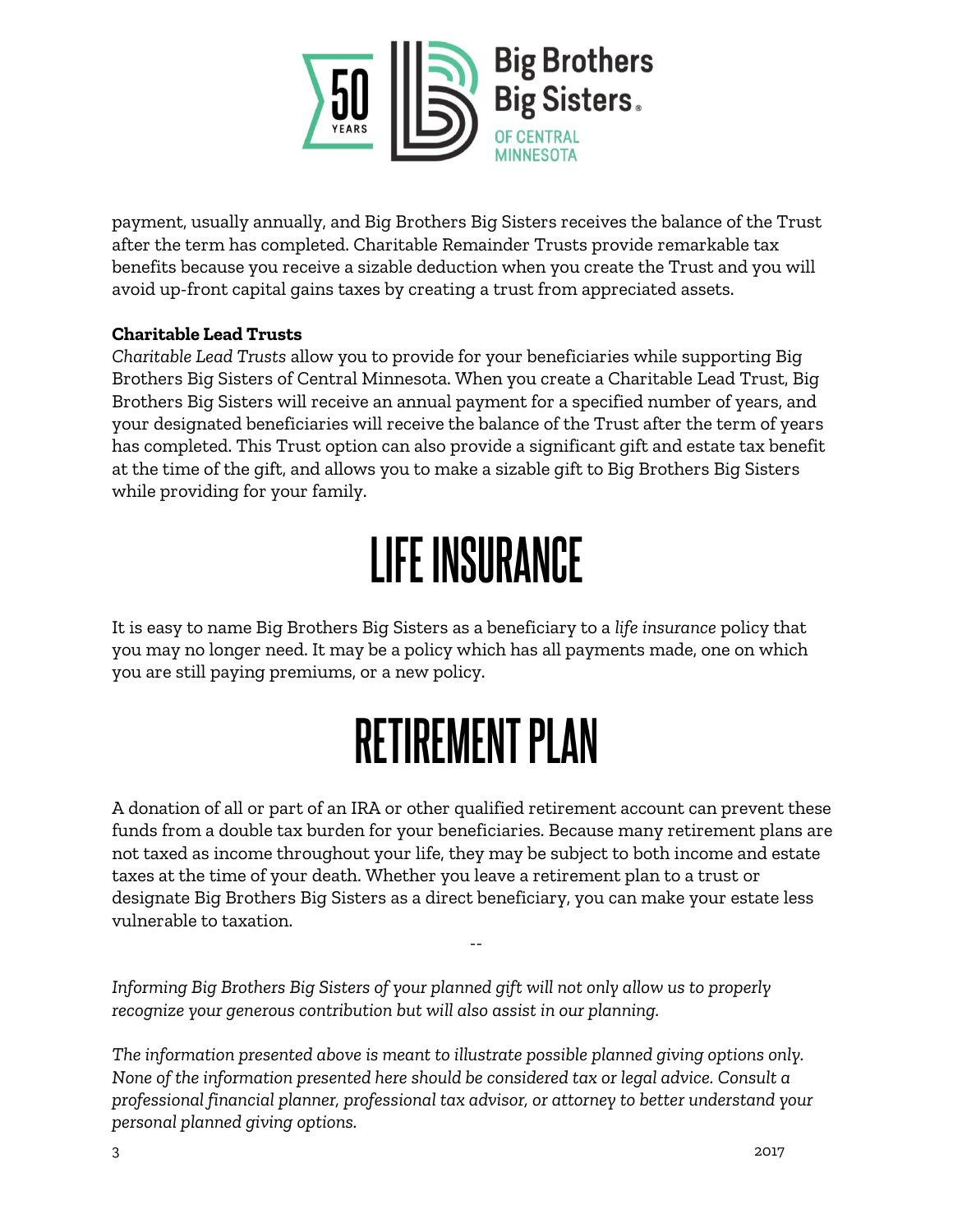payment, usually annually, and Big Brothers Big Sisters receives the balance of the Trust after the term has completed. Charitable Remainder Trusts provide remarkable tax benefits because you receive a sizable deduction when you create the Trust and you will avoid up-front capital gains taxes by creating a trust from appreciated assets.

**Charitable Lead Trusts**

*Charitable Lead Trusts* allow you to provide for your beneficiaries while supporting Big Brothers Big Sisters of Central Minnesota. When you create a Charitable Lead Trust, Big Brothers Big Sisters will receive an annual payment for a specified number of years, and your designated beneficiaries will receive the balance of the Trust after the term of years has completed. This Trust option can also provide a significant gift and estate tax benefit at the time of the gift, and allows you to make a sizable gift to Big Brothers Big Sisters while providing for your family.

# LIFE INSURANCE

It is easy to name Big Brothers Big Sisters as a beneficiary to a *life insurance* policy that you may no longer need. It may be a policy which has all payments made, one on which you are still paying premiums, or a new policy.

# RETIREMENT PLAN

A donation of all or part of an IRA or other qualified retirement account can prevent these funds from a double tax burden for your beneficiaries. Because many retirement plans are not taxed as income throughout your life, they may be subject to both income and estate taxes at the time of your death. Whether you leave a retirement plan to a trust or designate Big Brothers Big Sisters as a direct beneficiary, you can make your estate less vulnerable to taxation.

--

*Informing Big Brothers Big Sisters of your planned gift will not only allow us to properly recognize your generous contribution but will also assist in our planning.*

*The information presented above is meant to illustrate possible planned giving options only. None of the information presented here should be considered tax or legal advice. Consult a professional financial planner, professional tax advisor, or attorney to better understand your personal planned giving options.*